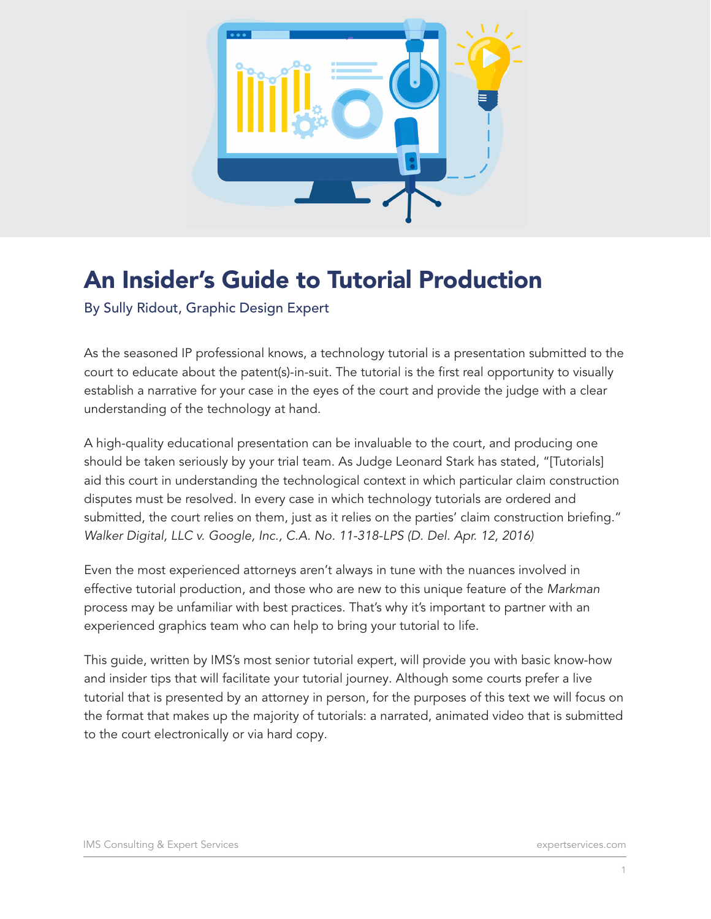# An Insider's Guide to Tutorial Production

By Sully Ridout, Graphic Design Expert

As the seasoned IP professional knows, a technology tutorial is a presentation submitted to the court to educate about the patent(s)-in-suit. The tutorial is the first real opportunity to visually establish a narrative for your case in the eyes of the court and provide the judge with a clear understanding of the technology at hand.

A high-quality educational presentation can be invaluable to the court, and producing one should be taken seriously by your trial team. As Judge Leonard Stark has stated, "[Tutorials] aid this court in understanding the technological context in which particular claim construction disputes must be resolved. In every case in which technology tutorials are ordered and submitted, the court relies on them, just as it relies on the parties' claim construction briefing." *Walker Digital, LLC v. Google, Inc., C.A. No. 11-318-LPS (D. Del. Apr. 12, 2016)*

Even the most experienced attorneys aren't always in tune with the nuances involved in effective tutorial production, and those who are new to this unique feature of the *Markman* process may be unfamiliar with best practices. That's why it's important to partner with an experienced graphics team who can help to bring your tutorial to life.

This guide, written by IMS's most senior tutorial expert, will provide you with basic know-how and insider tips that will facilitate your tutorial journey. Although some courts prefer a live tutorial that is presented by an attorney in person, for the purposes of this text we will focus on the format that makes up the majority of tutorials: a narrated, animated video that is submitted to the court electronically or via hard copy.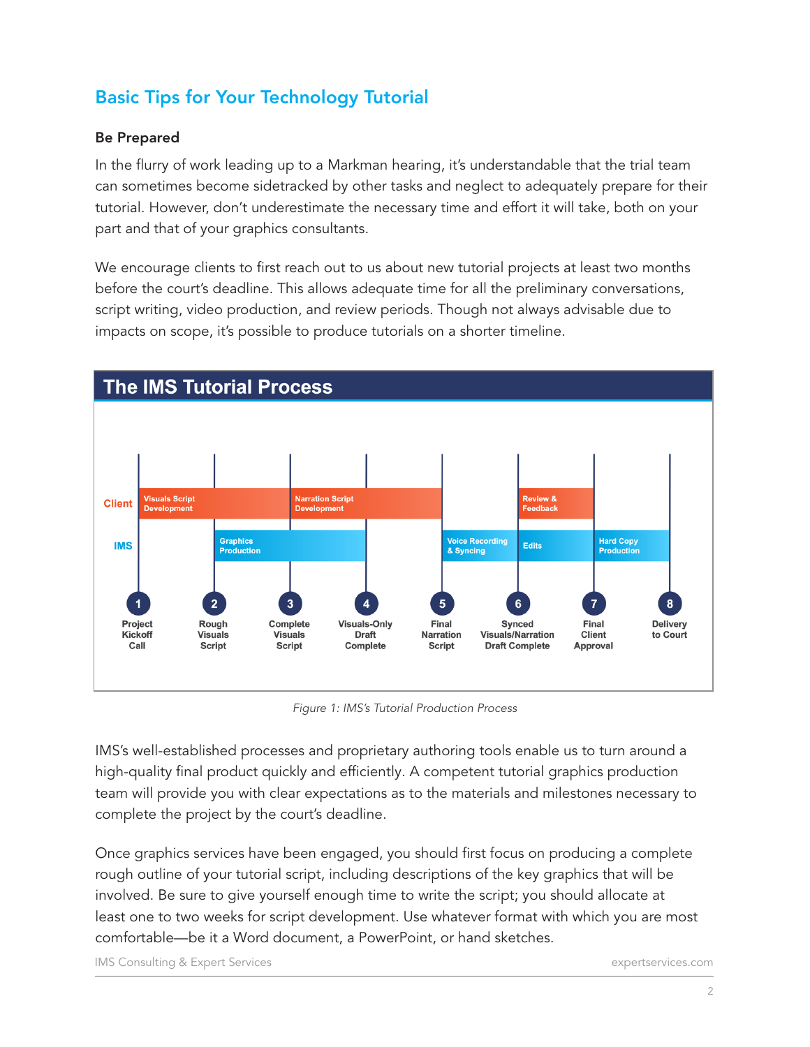## Basic Tips for Your Technology Tutorial

### Be Prepared

In the flurry of work leading up to a Markman hearing, it's understandable that the trial team can sometimes become sidetracked by other tasks and neglect to adequately prepare for their tutorial. However, don't underestimate the necessary time and effort it will take, both on your part and that of your graphics consultants.

We encourage clients to first reach out to us about new tutorial projects at least two months before the court's deadline. This allows adequate time for all the preliminary conversations, script writing, video production, and review periods. Though not always advisable due to impacts on scope, it's possible to produce tutorials on a shorter timeline.

**The IMS Tutorial Process**

| | 1 | 2 | 3 | 4 | 5 | 6 | 7 | 8 |
|---|---|---|---|---|---|---|---|---|
| Client | Visuals Script Development | Visuals Script Development | Narration Script Development | Narration Script Development | | Review & Feedback | | |
| IMS | | Graphics Production | Graphics Production | | Voice Recording & Syncing | Edits | Hard Copy Production | |
| Milestone | Project Kickoff Call | Rough Visuals Script | Complete Visuals Script | Visuals-Only Draft Complete | Final Narration Script | Synced Visuals/Narration Draft Complete | Final Client Approval | Delivery to Court |

*Figure 1: IMS's Tutorial Production Process*

IMS's well-established processes and proprietary authoring tools enable us to turn around a high-quality final product quickly and efficiently. A competent tutorial graphics production team will provide you with clear expectations as to the materials and milestones necessary to complete the project by the court's deadline.

Once graphics services have been engaged, you should first focus on producing a complete rough outline of your tutorial script, including descriptions of the key graphics that will be involved. Be sure to give yourself enough time to write the script; you should allocate at least one to two weeks for script development. Use whatever format with which you are most comfortable—be it a Word document, a PowerPoint, or hand sketches.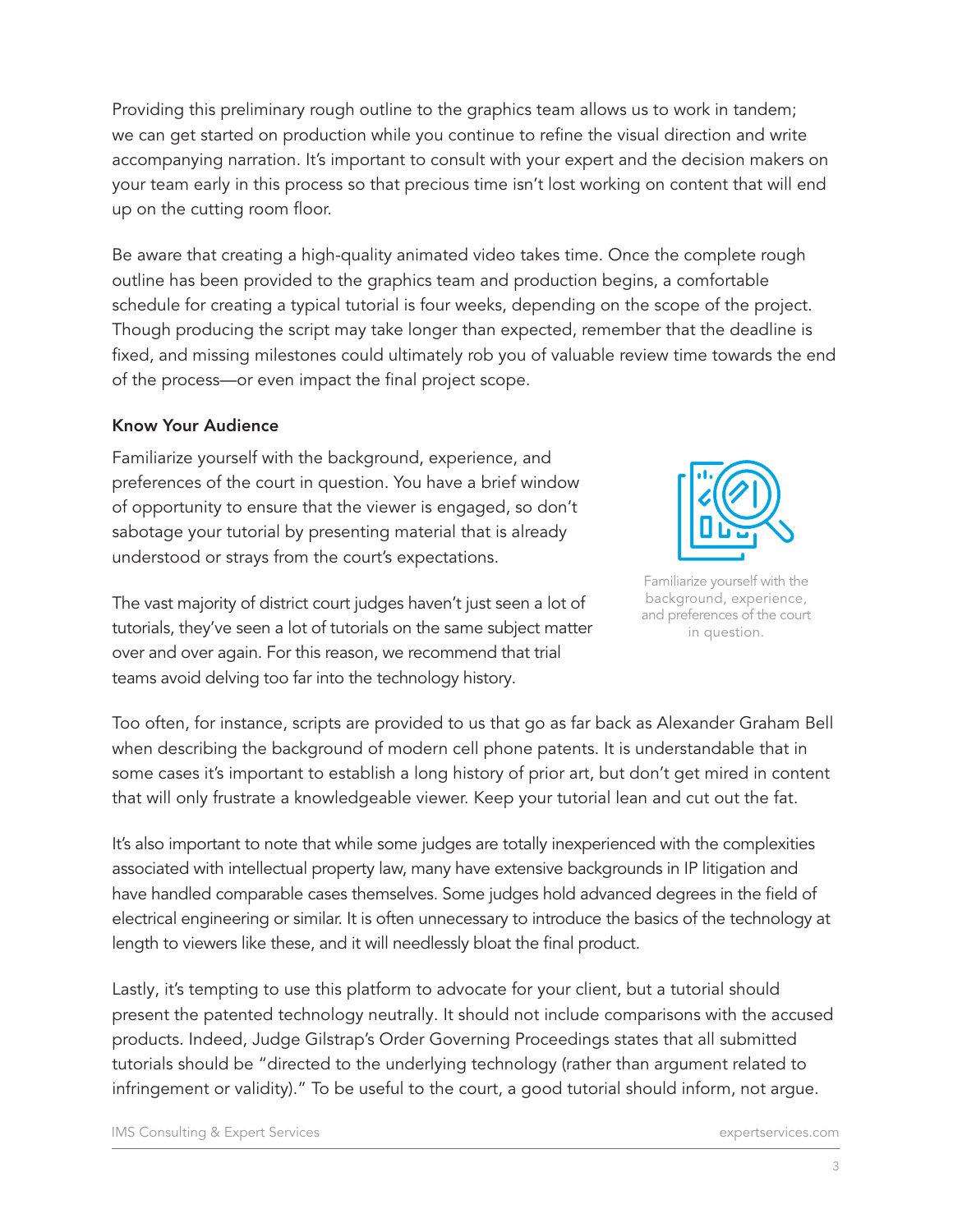Providing this preliminary rough outline to the graphics team allows us to work in tandem; we can get started on production while you continue to refine the visual direction and write accompanying narration. It's important to consult with your expert and the decision makers on your team early in this process so that precious time isn't lost working on content that will end up on the cutting room floor.

Be aware that creating a high-quality animated video takes time. Once the complete rough outline has been provided to the graphics team and production begins, a comfortable schedule for creating a typical tutorial is four weeks, depending on the scope of the project. Though producing the script may take longer than expected, remember that the deadline is fixed, and missing milestones could ultimately rob you of valuable review time towards the end of the process—or even impact the final project scope.

### Know Your Audience

Familiarize yourself with the background, experience, and preferences of the court in question. You have a brief window of opportunity to ensure that the viewer is engaged, so don't sabotage your tutorial by presenting material that is already understood or strays from the court's expectations.

Familiarize yourself with the background, experience, and preferences of the court in question.

The vast majority of district court judges haven't just seen a lot of tutorials, they've seen a lot of tutorials on the same subject matter over and over again. For this reason, we recommend that trial teams avoid delving too far into the technology history.

Too often, for instance, scripts are provided to us that go as far back as Alexander Graham Bell when describing the background of modern cell phone patents. It is understandable that in some cases it's important to establish a long history of prior art, but don't get mired in content that will only frustrate a knowledgeable viewer. Keep your tutorial lean and cut out the fat.

It's also important to note that while some judges are totally inexperienced with the complexities associated with intellectual property law, many have extensive backgrounds in IP litigation and have handled comparable cases themselves. Some judges hold advanced degrees in the field of electrical engineering or similar. It is often unnecessary to introduce the basics of the technology at length to viewers like these, and it will needlessly bloat the final product.

Lastly, it's tempting to use this platform to advocate for your client, but a tutorial should present the patented technology neutrally. It should not include comparisons with the accused products. Indeed, Judge Gilstrap's Order Governing Proceedings states that all submitted tutorials should be "directed to the underlying technology (rather than argument related to infringement or validity)." To be useful to the court, a good tutorial should inform, not argue.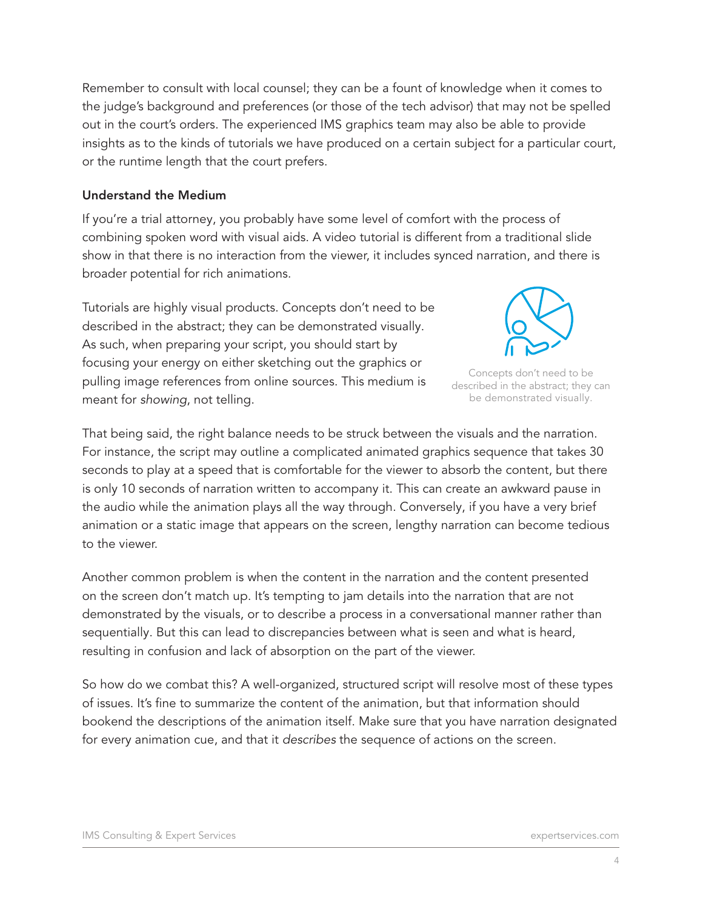Remember to consult with local counsel; they can be a fount of knowledge when it comes to the judge's background and preferences (or those of the tech advisor) that may not be spelled out in the court's orders. The experienced IMS graphics team may also be able to provide insights as to the kinds of tutorials we have produced on a certain subject for a particular court, or the runtime length that the court prefers.

### Understand the Medium

If you're a trial attorney, you probably have some level of comfort with the process of combining spoken word with visual aids. A video tutorial is different from a traditional slide show in that there is no interaction from the viewer, it includes synced narration, and there is broader potential for rich animations.

Tutorials are highly visual products. Concepts don't need to be described in the abstract; they can be demonstrated visually. As such, when preparing your script, you should start by focusing your energy on either sketching out the graphics or pulling image references from online sources. This medium is meant for *showing*, not telling.

Concepts don't need to be described in the abstract; they can be demonstrated visually.

That being said, the right balance needs to be struck between the visuals and the narration. For instance, the script may outline a complicated animated graphics sequence that takes 30 seconds to play at a speed that is comfortable for the viewer to absorb the content, but there is only 10 seconds of narration written to accompany it. This can create an awkward pause in the audio while the animation plays all the way through. Conversely, if you have a very brief animation or a static image that appears on the screen, lengthy narration can become tedious to the viewer.

Another common problem is when the content in the narration and the content presented on the screen don't match up. It's tempting to jam details into the narration that are not demonstrated by the visuals, or to describe a process in a conversational manner rather than sequentially. But this can lead to discrepancies between what is seen and what is heard, resulting in confusion and lack of absorption on the part of the viewer.

So how do we combat this? A well-organized, structured script will resolve most of these types of issues. It's fine to summarize the content of the animation, but that information should bookend the descriptions of the animation itself. Make sure that you have narration designated for every animation cue, and that it *describes* the sequence of actions on the screen.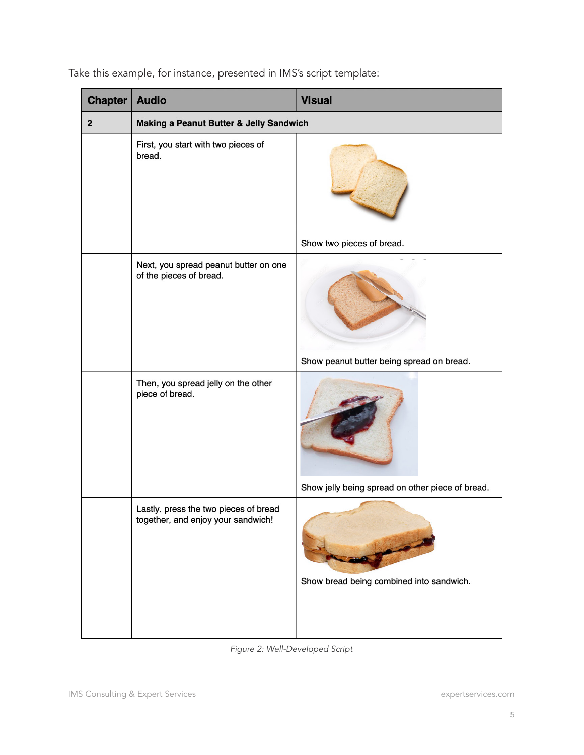Take this example, for instance, presented in IMS's script template:

| Chapter | Audio | Visual |
| --- | --- | --- |
| **2** | **Making a Peanut Butter & Jelly Sandwich** | |
| | First, you start with two pieces of bread. | Show two pieces of bread. |
| | Next, you spread peanut butter on one of the pieces of bread. | Show peanut butter being spread on bread. |
| | Then, you spread jelly on the other piece of bread. | Show jelly being spread on other piece of bread. |
| | Lastly, press the two pieces of bread together, and enjoy your sandwich! | Show bread being combined into sandwich. |

*Figure 2: Well-Developed Script*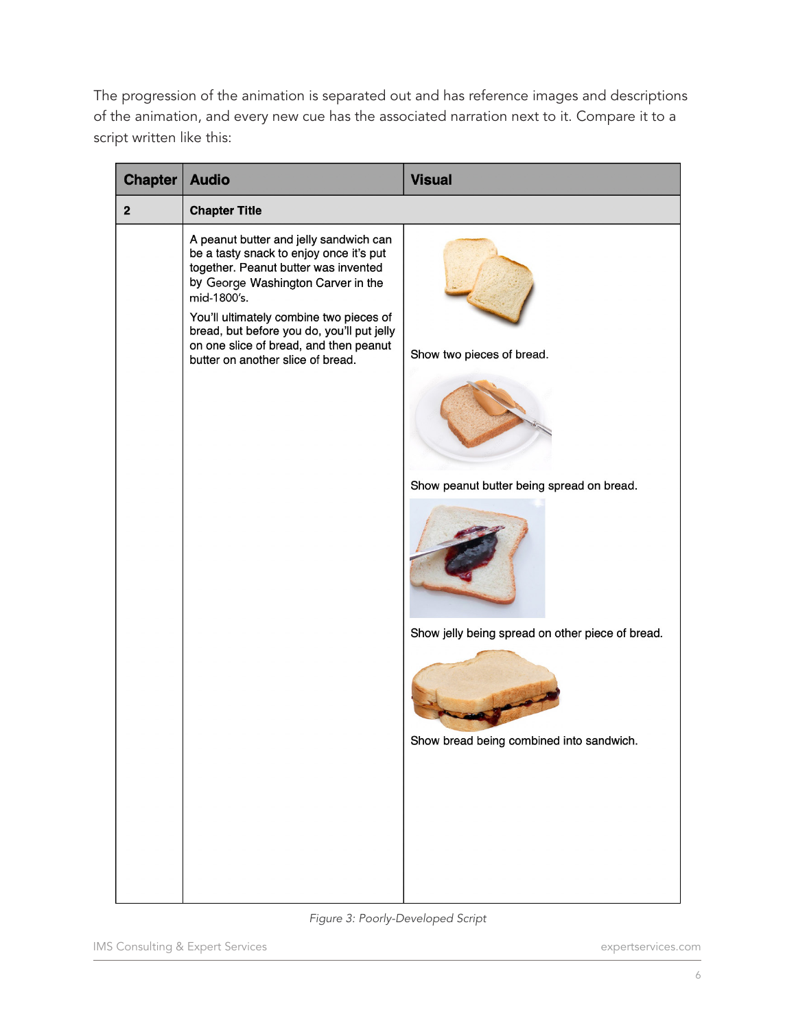The progression of the animation is separated out and has reference images and descriptions of the animation, and every new cue has the associated narration next to it. Compare it to a script written like this:

| Chapter | Audio | Visual |
|---|---|---|
| **2** | **Chapter Title** | |
| | A peanut butter and jelly sandwich can be a tasty snack to enjoy once it's put together. Peanut butter was invented by George Washington Carver in the mid-1800's.<br><br>You'll ultimately combine two pieces of bread, but before you do, you'll put jelly on one slice of bread, and then peanut butter on another slice of bread. | Show two pieces of bread.<br><br>Show peanut butter being spread on bread.<br><br>Show jelly being spread on other piece of bread.<br><br>Show bread being combined into sandwich. |

*Figure 3: Poorly-Developed Script*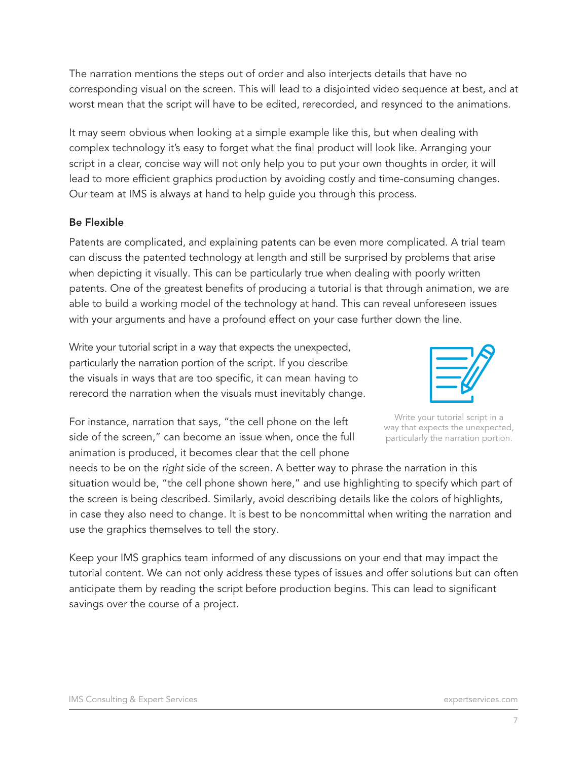The narration mentions the steps out of order and also interjects details that have no corresponding visual on the screen. This will lead to a disjointed video sequence at best, and at worst mean that the script will have to be edited, rerecorded, and resynced to the animations.

It may seem obvious when looking at a simple example like this, but when dealing with complex technology it's easy to forget what the final product will look like. Arranging your script in a clear, concise way will not only help you to put your own thoughts in order, it will lead to more efficient graphics production by avoiding costly and time-consuming changes. Our team at IMS is always at hand to help guide you through this process.

### Be Flexible

Patents are complicated, and explaining patents can be even more complicated. A trial team can discuss the patented technology at length and still be surprised by problems that arise when depicting it visually. This can be particularly true when dealing with poorly written patents. One of the greatest benefits of producing a tutorial is that through animation, we are able to build a working model of the technology at hand. This can reveal unforeseen issues with your arguments and have a profound effect on your case further down the line.

Write your tutorial script in a way that expects the unexpected, particularly the narration portion of the script. If you describe the visuals in ways that are too specific, it can mean having to rerecord the narration when the visuals must inevitably change.

Write your tutorial script in a way that expects the unexpected, particularly the narration portion.

For instance, narration that says, "the cell phone on the left side of the screen," can become an issue when, once the full animation is produced, it becomes clear that the cell phone needs to be on the *right* side of the screen. A better way to phrase the narration in this situation would be, "the cell phone shown here," and use highlighting to specify which part of the screen is being described. Similarly, avoid describing details like the colors of highlights, in case they also need to change. It is best to be noncommittal when writing the narration and use the graphics themselves to tell the story.

Keep your IMS graphics team informed of any discussions on your end that may impact the tutorial content. We can not only address these types of issues and offer solutions but can often anticipate them by reading the script before production begins. This can lead to significant savings over the course of a project.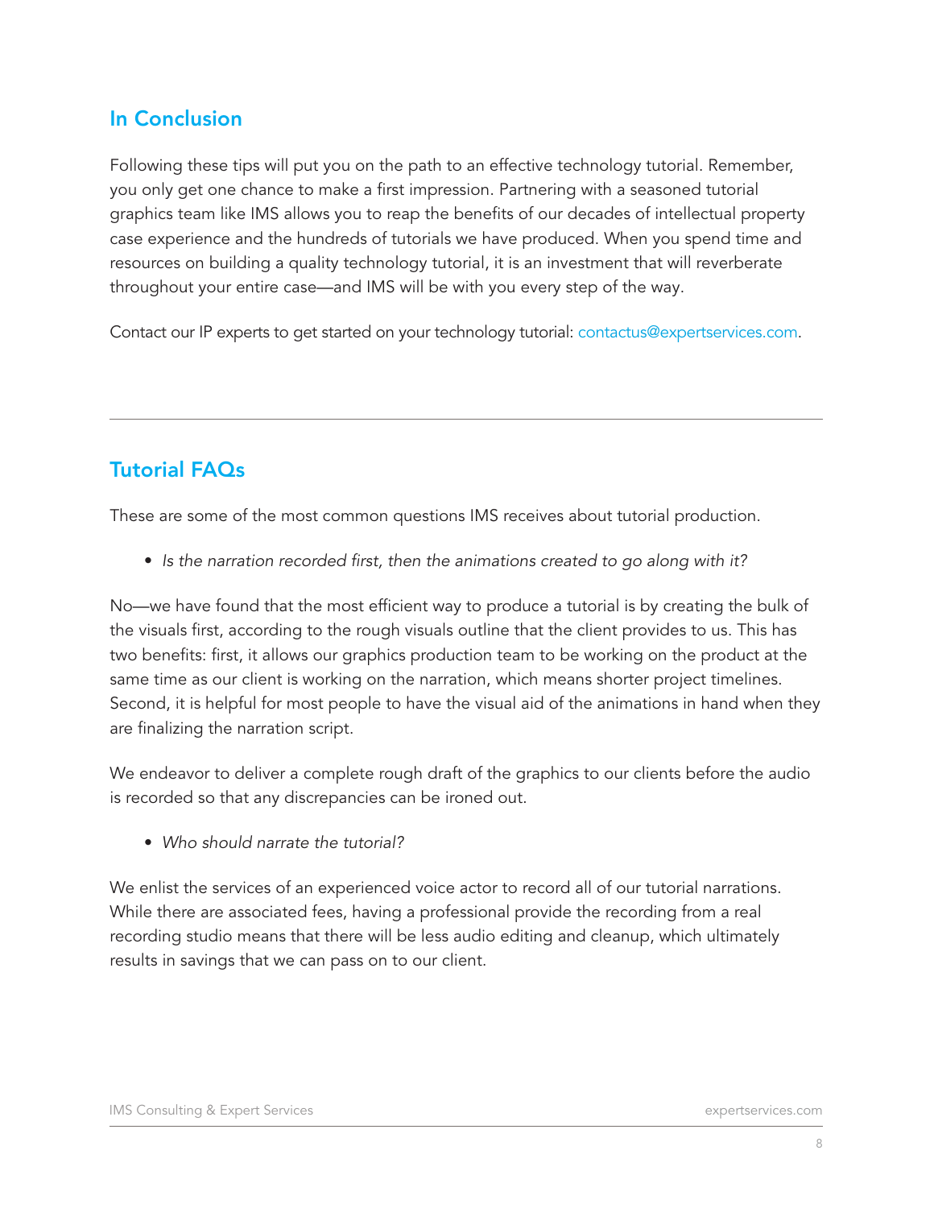## In Conclusion

Following these tips will put you on the path to an effective technology tutorial. Remember, you only get one chance to make a first impression. Partnering with a seasoned tutorial graphics team like IMS allows you to reap the benefits of our decades of intellectual property case experience and the hundreds of tutorials we have produced. When you spend time and resources on building a quality technology tutorial, it is an investment that will reverberate throughout your entire case—and IMS will be with you every step of the way.

Contact our IP experts to get started on your technology tutorial: contactus@expertservices.com.

---

## Tutorial FAQs

These are some of the most common questions IMS receives about tutorial production.

- *Is the narration recorded first, then the animations created to go along with it?*

No—we have found that the most efficient way to produce a tutorial is by creating the bulk of the visuals first, according to the rough visuals outline that the client provides to us. This has two benefits: first, it allows our graphics production team to be working on the product at the same time as our client is working on the narration, which means shorter project timelines. Second, it is helpful for most people to have the visual aid of the animations in hand when they are finalizing the narration script.

We endeavor to deliver a complete rough draft of the graphics to our clients before the audio is recorded so that any discrepancies can be ironed out.

- *Who should narrate the tutorial?*

We enlist the services of an experienced voice actor to record all of our tutorial narrations. While there are associated fees, having a professional provide the recording from a real recording studio means that there will be less audio editing and cleanup, which ultimately results in savings that we can pass on to our client.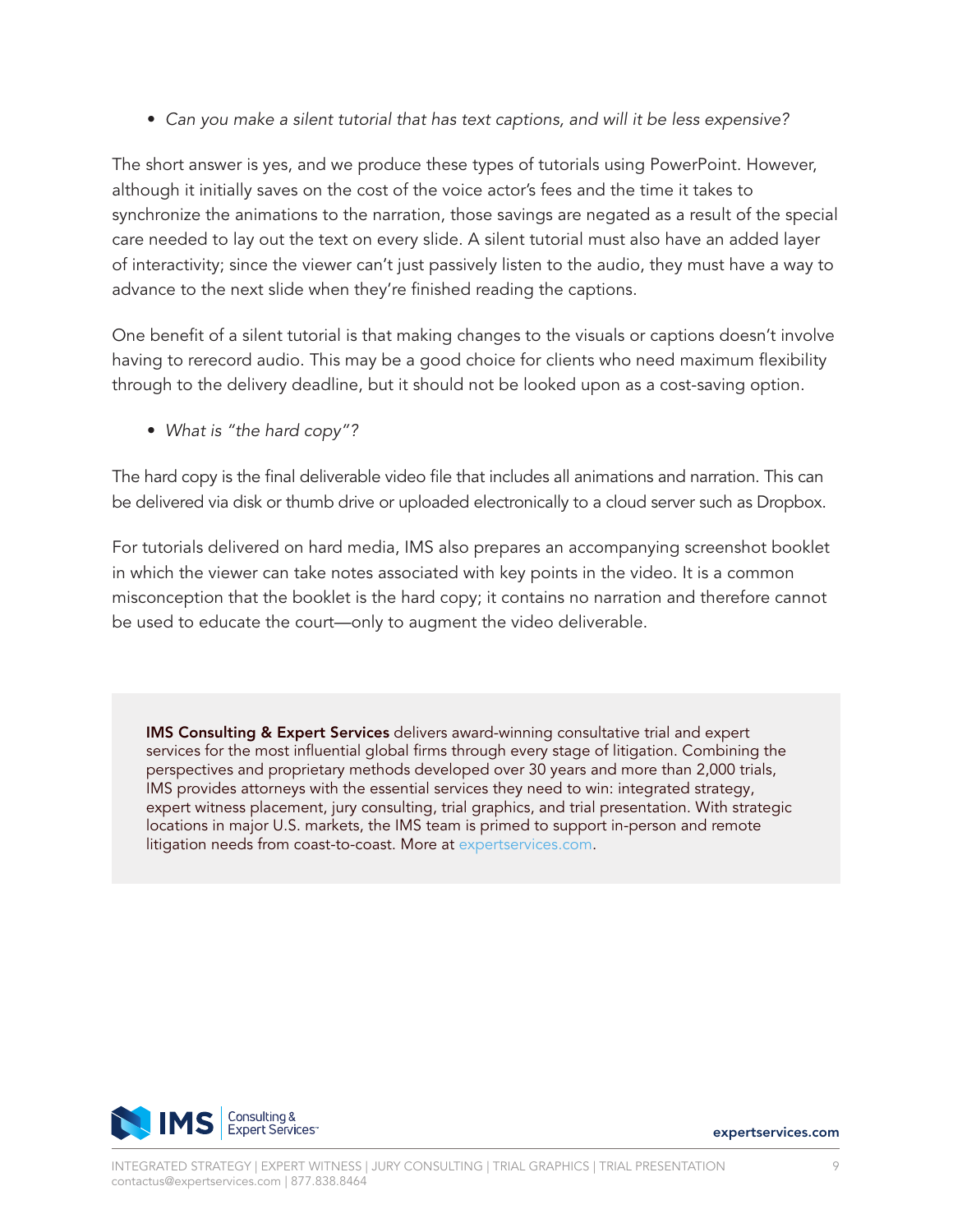- *Can you make a silent tutorial that has text captions, and will it be less expensive?*

The short answer is yes, and we produce these types of tutorials using PowerPoint. However, although it initially saves on the cost of the voice actor's fees and the time it takes to synchronize the animations to the narration, those savings are negated as a result of the special care needed to lay out the text on every slide. A silent tutorial must also have an added layer of interactivity; since the viewer can't just passively listen to the audio, they must have a way to advance to the next slide when they're finished reading the captions.

One benefit of a silent tutorial is that making changes to the visuals or captions doesn't involve having to rerecord audio. This may be a good choice for clients who need maximum flexibility through to the delivery deadline, but it should not be looked upon as a cost-saving option.

- *What is "the hard copy"?*

The hard copy is the final deliverable video file that includes all animations and narration. This can be delivered via disk or thumb drive or uploaded electronically to a cloud server such as Dropbox.

For tutorials delivered on hard media, IMS also prepares an accompanying screenshot booklet in which the viewer can take notes associated with key points in the video. It is a common misconception that the booklet is the hard copy; it contains no narration and therefore cannot be used to educate the court—only to augment the video deliverable.

**IMS Consulting & Expert Services** delivers award-winning consultative trial and expert services for the most influential global firms through every stage of litigation. Combining the perspectives and proprietary methods developed over 30 years and more than 2,000 trials, IMS provides attorneys with the essential services they need to win: integrated strategy, expert witness placement, jury consulting, trial graphics, and trial presentation. With strategic locations in major U.S. markets, the IMS team is primed to support in-person and remote litigation needs from coast-to-coast. More at expertservices.com.